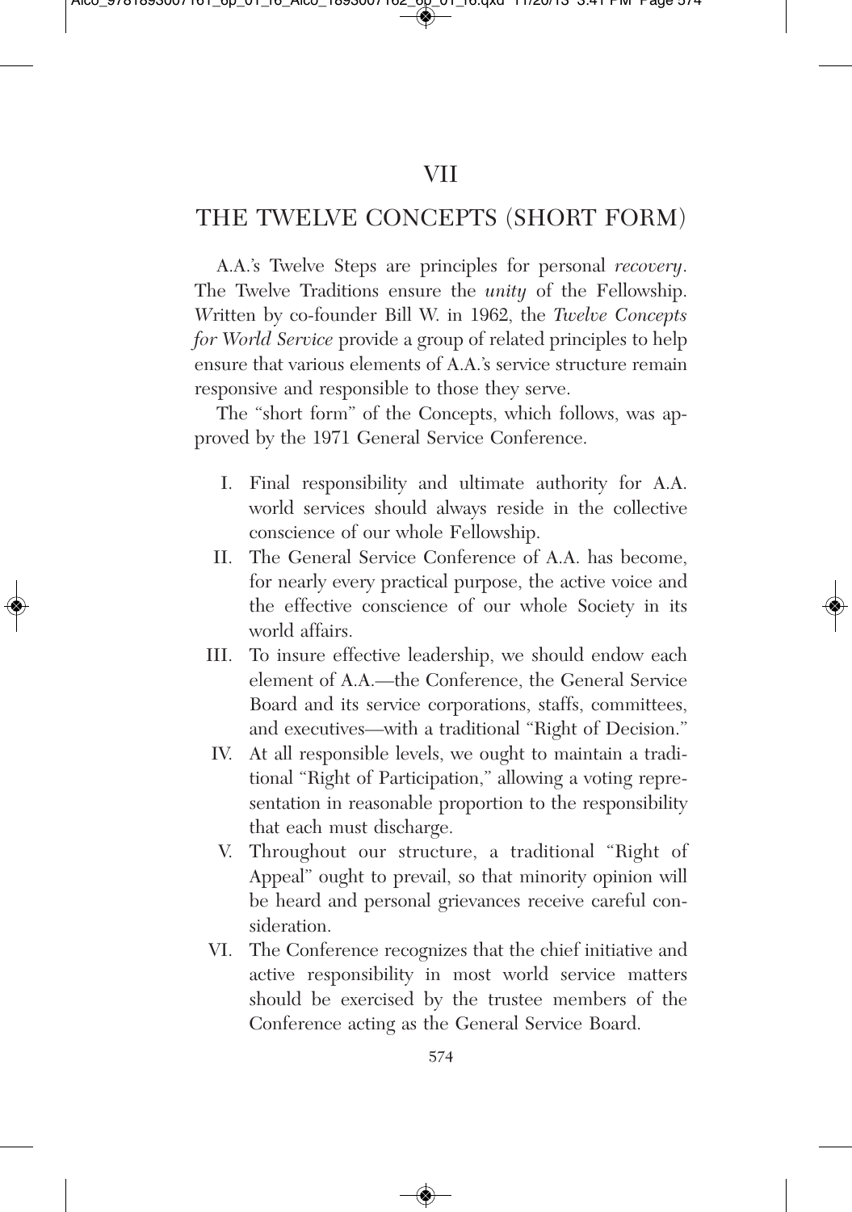# VII

## THE TWELVE CONCEPTS (SHORT FORM)

A.A.'s Twelve Steps are principles for personal *recovery*. The Twelve Traditions ensure the *unity* of the Fellowship. Written by co-founder Bill W. in 1962, the *Twelve Concepts for World Service* provide a group of related principles to help ensure that various elements of A.A.'s service structure remain responsive and responsible to those they serve.

The "short form" of the Concepts, which follows, was approved by the 1971 General Service Conference.

I. Final responsibility and ultimate authority for A.A. world services should always reside in the collective conscience of our whole Fellowship.

II. The General Service Conference of A.A. has become, for nearly every practical purpose, the active voice and the effective conscience of our whole Society in its world affairs.

III. To insure effective leadership, we should endow each element of A.A.—the Conference, the General Service Board and its service corporations, staffs, committees, and executives—with a traditional "Right of Decision."

IV. At all responsible levels, we ought to maintain a traditional "Right of Participation," allowing a voting representation in reasonable proportion to the responsibility that each must discharge.

V. Throughout our structure, a traditional "Right of Appeal" ought to prevail, so that minority opinion will be heard and personal grievances receive careful consideration.

VI. The Conference recognizes that the chief initiative and active responsibility in most world service matters should be exercised by the trustee members of the Conference acting as the General Service Board.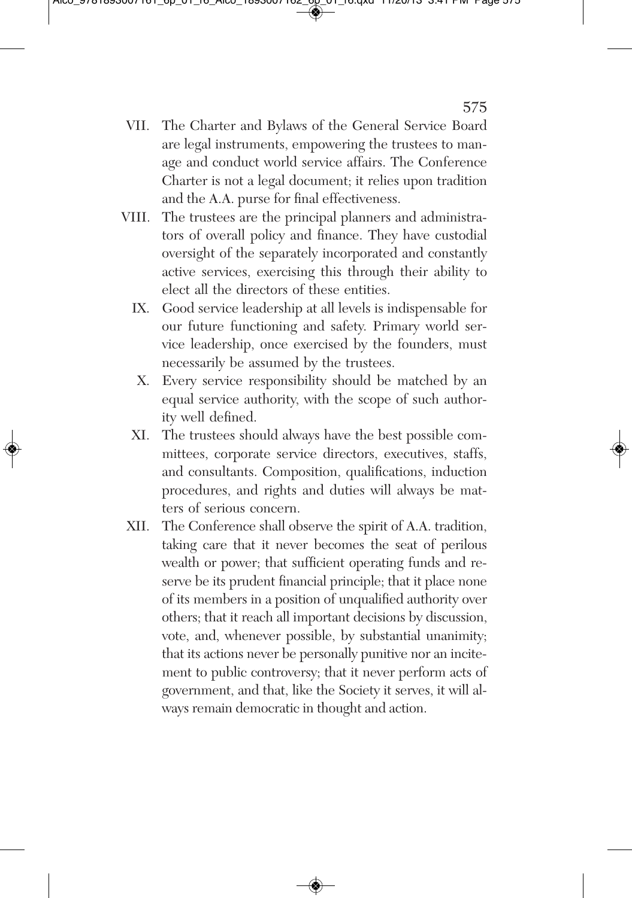VII. The Charter and Bylaws of the General Service Board are legal instruments, empowering the trustees to manage and conduct world service affairs. The Conference Charter is not a legal document; it relies upon tradition and the A.A. purse for final effectiveness.

VIII. The trustees are the principal planners and administrators of overall policy and finance. They have custodial oversight of the separately incorporated and constantly active services, exercising this through their ability to elect all the directors of these entities.

IX. Good service leadership at all levels is indispensable for our future functioning and safety. Primary world service leadership, once exercised by the founders, must necessarily be assumed by the trustees.

X. Every service responsibility should be matched by an equal service authority, with the scope of such authority well defined.

XI. The trustees should always have the best possible committees, corporate service directors, executives, staffs, and consultants. Composition, qualifications, induction procedures, and rights and duties will always be matters of serious concern.

XII. The Conference shall observe the spirit of A.A. tradition, taking care that it never becomes the seat of perilous wealth or power; that sufficient operating funds and reserve be its prudent financial principle; that it place none of its members in a position of unqualified authority over others; that it reach all important decisions by discussion, vote, and, whenever possible, by substantial unanimity; that its actions never be personally punitive nor an incitement to public controversy; that it never perform acts of government, and that, like the Society it serves, it will always remain democratic in thought and action.